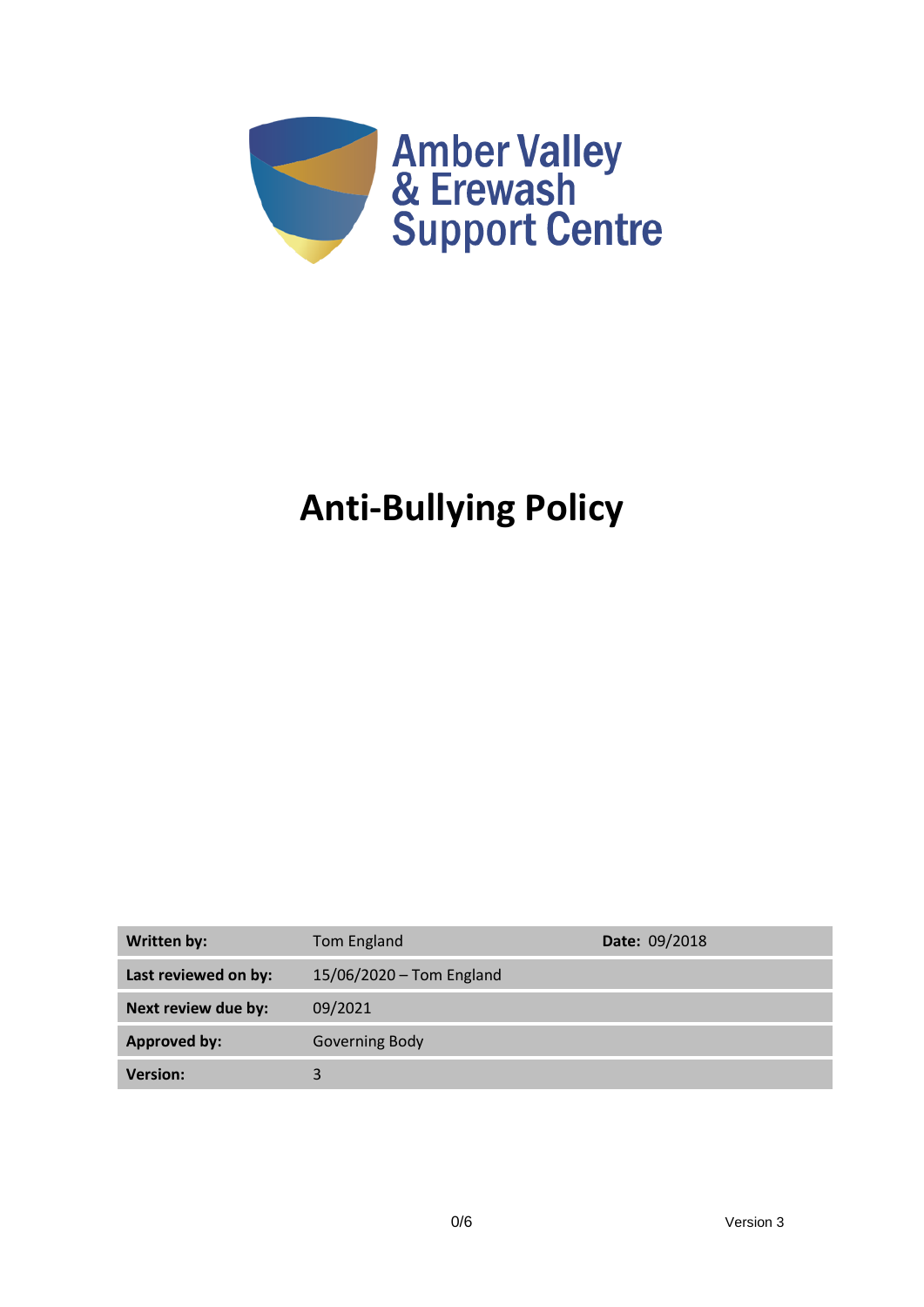Amber Valley
& Erewash
Support Centre

# Anti-Bullying Policy

| Written by: | Tom England | Date: 09/2018 |
|---|---|---|
| Last reviewed on by: | 15/06/2020 – Tom England | |
| Next review due by: | 09/2021 | |
| Approved by: | Governing Body | |
| Version: | 3 | |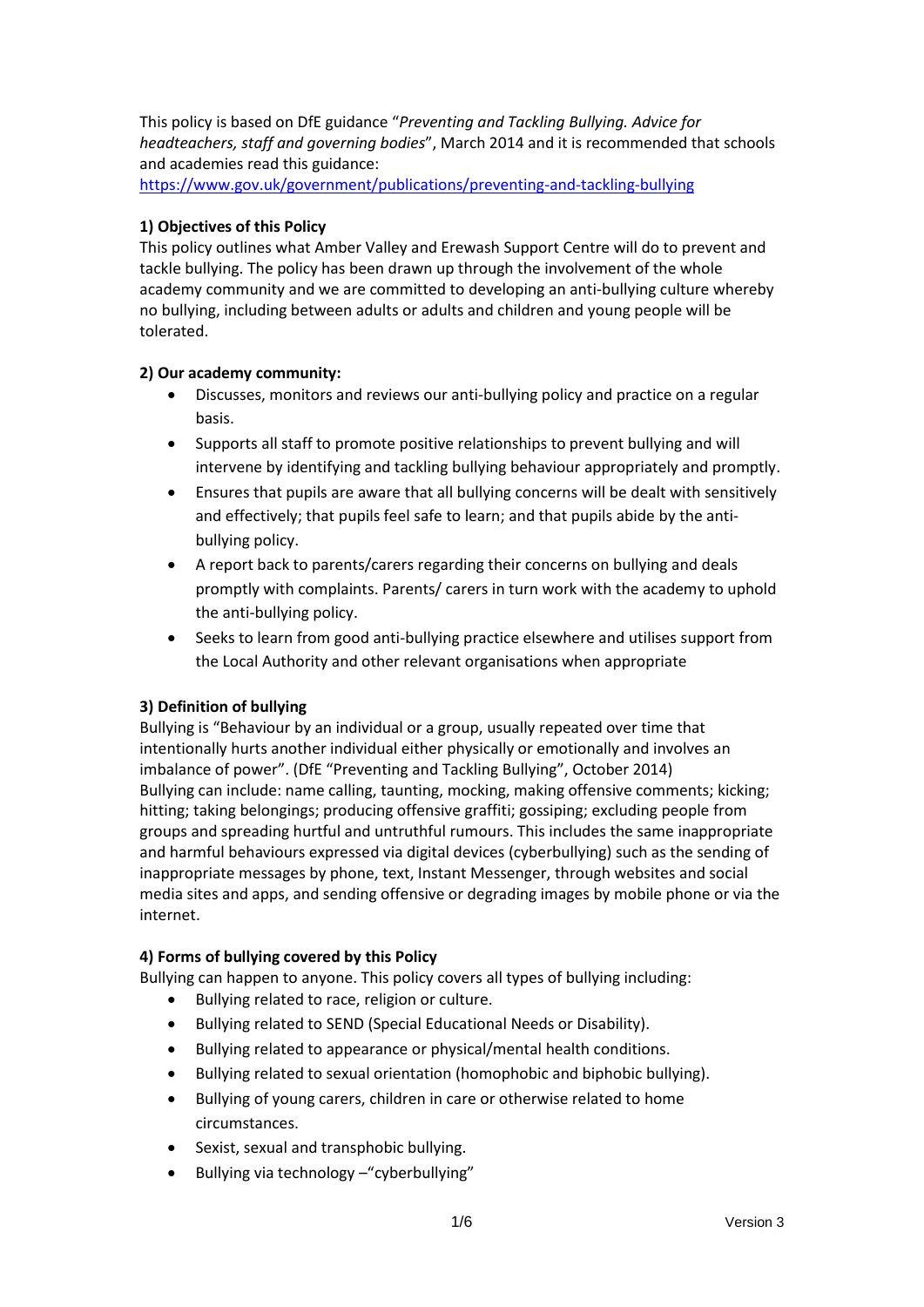This policy is based on DfE guidance "*Preventing and Tackling Bullying. Advice for headteachers, staff and governing bodies*", March 2014 and it is recommended that schools and academies read this guidance: https://www.gov.uk/government/publications/preventing-and-tackling-bullying

**1) Objectives of this Policy**

This policy outlines what Amber Valley and Erewash Support Centre will do to prevent and tackle bullying. The policy has been drawn up through the involvement of the whole academy community and we are committed to developing an anti-bullying culture whereby no bullying, including between adults or adults and children and young people will be tolerated.

**2) Our academy community:**

- Discusses, monitors and reviews our anti-bullying policy and practice on a regular basis.
- Supports all staff to promote positive relationships to prevent bullying and will intervene by identifying and tackling bullying behaviour appropriately and promptly.
- Ensures that pupils are aware that all bullying concerns will be dealt with sensitively and effectively; that pupils feel safe to learn; and that pupils abide by the anti-bullying policy.
- A report back to parents/carers regarding their concerns on bullying and deals promptly with complaints. Parents/ carers in turn work with the academy to uphold the anti-bullying policy.
- Seeks to learn from good anti-bullying practice elsewhere and utilises support from the Local Authority and other relevant organisations when appropriate

**3) Definition of bullying**

Bullying is "Behaviour by an individual or a group, usually repeated over time that intentionally hurts another individual either physically or emotionally and involves an imbalance of power". (DfE "Preventing and Tackling Bullying", October 2014)
Bullying can include: name calling, taunting, mocking, making offensive comments; kicking; hitting; taking belongings; producing offensive graffiti; gossiping; excluding people from groups and spreading hurtful and untruthful rumours. This includes the same inappropriate and harmful behaviours expressed via digital devices (cyberbullying) such as the sending of inappropriate messages by phone, text, Instant Messenger, through websites and social media sites and apps, and sending offensive or degrading images by mobile phone or via the internet.

**4) Forms of bullying covered by this Policy**

Bullying can happen to anyone. This policy covers all types of bullying including:

- Bullying related to race, religion or culture.
- Bullying related to SEND (Special Educational Needs or Disability).
- Bullying related to appearance or physical/mental health conditions.
- Bullying related to sexual orientation (homophobic and biphobic bullying).
- Bullying of young carers, children in care or otherwise related to home circumstances.
- Sexist, sexual and transphobic bullying.
- Bullying via technology –"cyberbullying"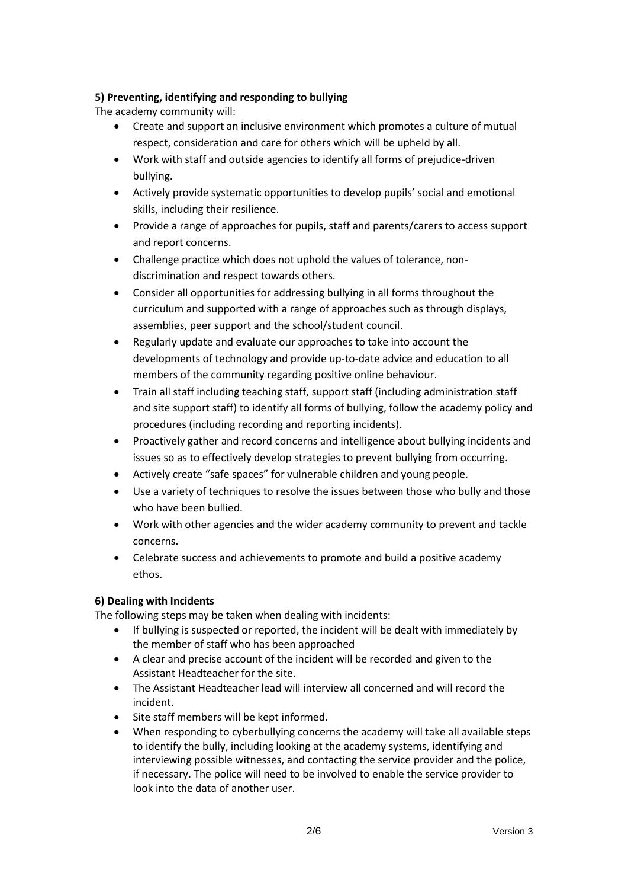**5) Preventing, identifying and responding to bullying**

The academy community will:

- Create and support an inclusive environment which promotes a culture of mutual respect, consideration and care for others which will be upheld by all.
- Work with staff and outside agencies to identify all forms of prejudice-driven bullying.
- Actively provide systematic opportunities to develop pupils' social and emotional skills, including their resilience.
- Provide a range of approaches for pupils, staff and parents/carers to access support and report concerns.
- Challenge practice which does not uphold the values of tolerance, non-discrimination and respect towards others.
- Consider all opportunities for addressing bullying in all forms throughout the curriculum and supported with a range of approaches such as through displays, assemblies, peer support and the school/student council.
- Regularly update and evaluate our approaches to take into account the developments of technology and provide up-to-date advice and education to all members of the community regarding positive online behaviour.
- Train all staff including teaching staff, support staff (including administration staff and site support staff) to identify all forms of bullying, follow the academy policy and procedures (including recording and reporting incidents).
- Proactively gather and record concerns and intelligence about bullying incidents and issues so as to effectively develop strategies to prevent bullying from occurring.
- Actively create "safe spaces" for vulnerable children and young people.
- Use a variety of techniques to resolve the issues between those who bully and those who have been bullied.
- Work with other agencies and the wider academy community to prevent and tackle concerns.
- Celebrate success and achievements to promote and build a positive academy ethos.

**6) Dealing with Incidents**

The following steps may be taken when dealing with incidents:

- If bullying is suspected or reported, the incident will be dealt with immediately by the member of staff who has been approached
- A clear and precise account of the incident will be recorded and given to the Assistant Headteacher for the site.
- The Assistant Headteacher lead will interview all concerned and will record the incident.
- Site staff members will be kept informed.
- When responding to cyberbullying concerns the academy will take all available steps to identify the bully, including looking at the academy systems, identifying and interviewing possible witnesses, and contacting the service provider and the police, if necessary. The police will need to be involved to enable the service provider to look into the data of another user.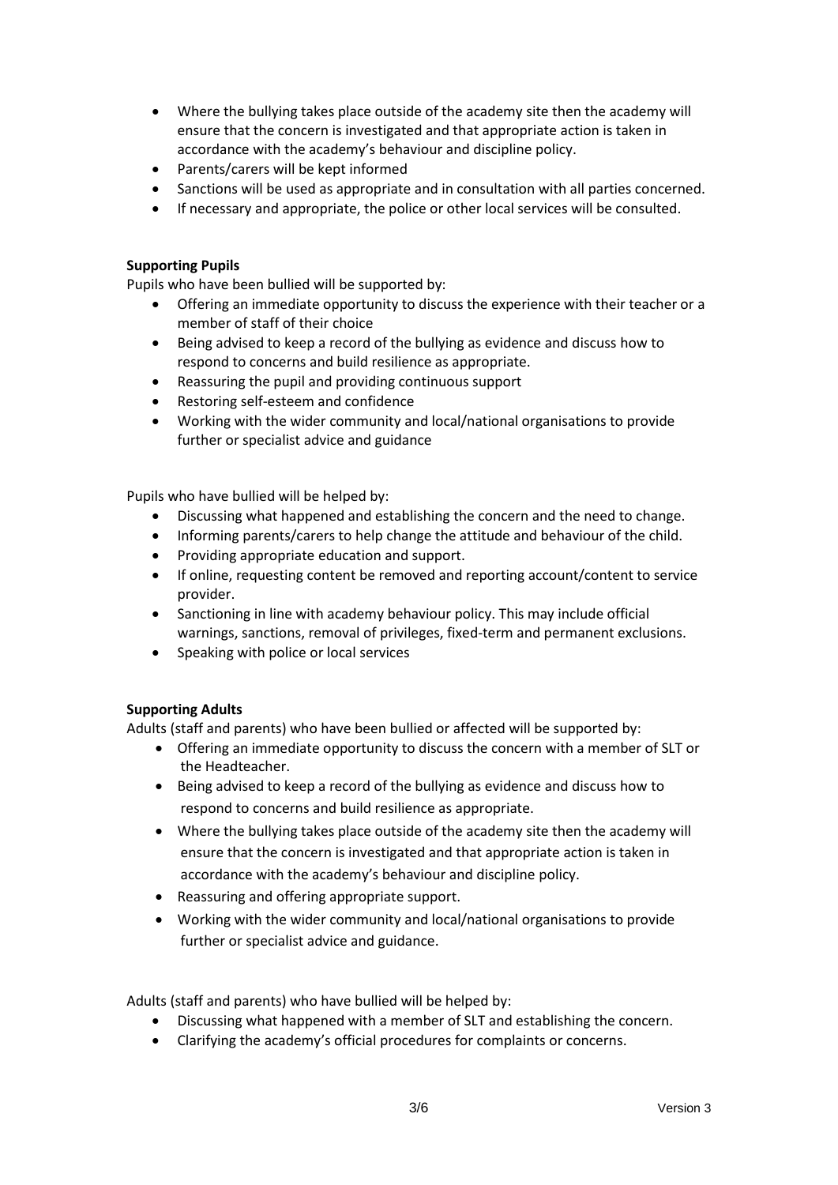- Where the bullying takes place outside of the academy site then the academy will ensure that the concern is investigated and that appropriate action is taken in accordance with the academy's behaviour and discipline policy.
- Parents/carers will be kept informed
- Sanctions will be used as appropriate and in consultation with all parties concerned.
- If necessary and appropriate, the police or other local services will be consulted.

**Supporting Pupils**

Pupils who have been bullied will be supported by:

- Offering an immediate opportunity to discuss the experience with their teacher or a member of staff of their choice
- Being advised to keep a record of the bullying as evidence and discuss how to respond to concerns and build resilience as appropriate.
- Reassuring the pupil and providing continuous support
- Restoring self-esteem and confidence
- Working with the wider community and local/national organisations to provide further or specialist advice and guidance

Pupils who have bullied will be helped by:

- Discussing what happened and establishing the concern and the need to change.
- Informing parents/carers to help change the attitude and behaviour of the child.
- Providing appropriate education and support.
- If online, requesting content be removed and reporting account/content to service provider.
- Sanctioning in line with academy behaviour policy. This may include official warnings, sanctions, removal of privileges, fixed-term and permanent exclusions.
- Speaking with police or local services

**Supporting Adults**

Adults (staff and parents) who have been bullied or affected will be supported by:

- Offering an immediate opportunity to discuss the concern with a member of SLT or the Headteacher.
- Being advised to keep a record of the bullying as evidence and discuss how to respond to concerns and build resilience as appropriate.
- Where the bullying takes place outside of the academy site then the academy will ensure that the concern is investigated and that appropriate action is taken in accordance with the academy's behaviour and discipline policy.
- Reassuring and offering appropriate support.
- Working with the wider community and local/national organisations to provide further or specialist advice and guidance.

Adults (staff and parents) who have bullied will be helped by:

- Discussing what happened with a member of SLT and establishing the concern.
- Clarifying the academy's official procedures for complaints or concerns.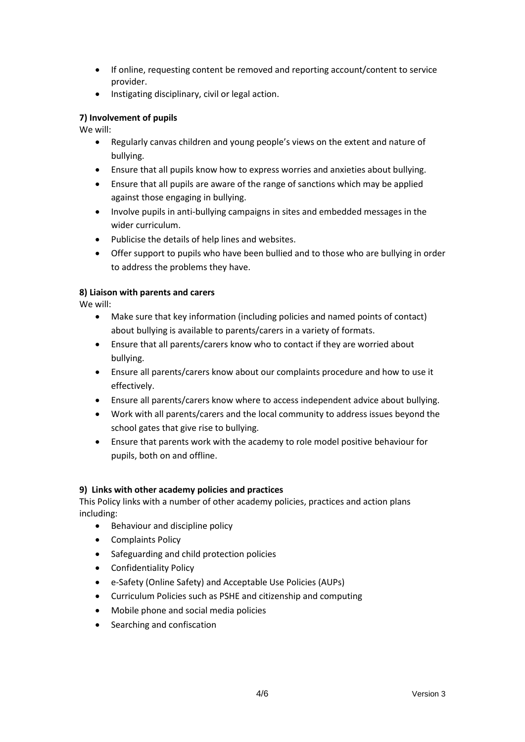- If online, requesting content be removed and reporting account/content to service provider.
- Instigating disciplinary, civil or legal action.

**7) Involvement of pupils**

We will:

- Regularly canvas children and young people's views on the extent and nature of bullying.
- Ensure that all pupils know how to express worries and anxieties about bullying.
- Ensure that all pupils are aware of the range of sanctions which may be applied against those engaging in bullying.
- Involve pupils in anti-bullying campaigns in sites and embedded messages in the wider curriculum.
- Publicise the details of help lines and websites.
- Offer support to pupils who have been bullied and to those who are bullying in order to address the problems they have.

**8) Liaison with parents and carers**

We will:

- Make sure that key information (including policies and named points of contact) about bullying is available to parents/carers in a variety of formats.
- Ensure that all parents/carers know who to contact if they are worried about bullying.
- Ensure all parents/carers know about our complaints procedure and how to use it effectively.
- Ensure all parents/carers know where to access independent advice about bullying.
- Work with all parents/carers and the local community to address issues beyond the school gates that give rise to bullying.
- Ensure that parents work with the academy to role model positive behaviour for pupils, both on and offline.

**9) Links with other academy policies and practices**

This Policy links with a number of other academy policies, practices and action plans including:

- Behaviour and discipline policy
- Complaints Policy
- Safeguarding and child protection policies
- Confidentiality Policy
- e-Safety (Online Safety) and Acceptable Use Policies (AUPs)
- Curriculum Policies such as PSHE and citizenship and computing
- Mobile phone and social media policies
- Searching and confiscation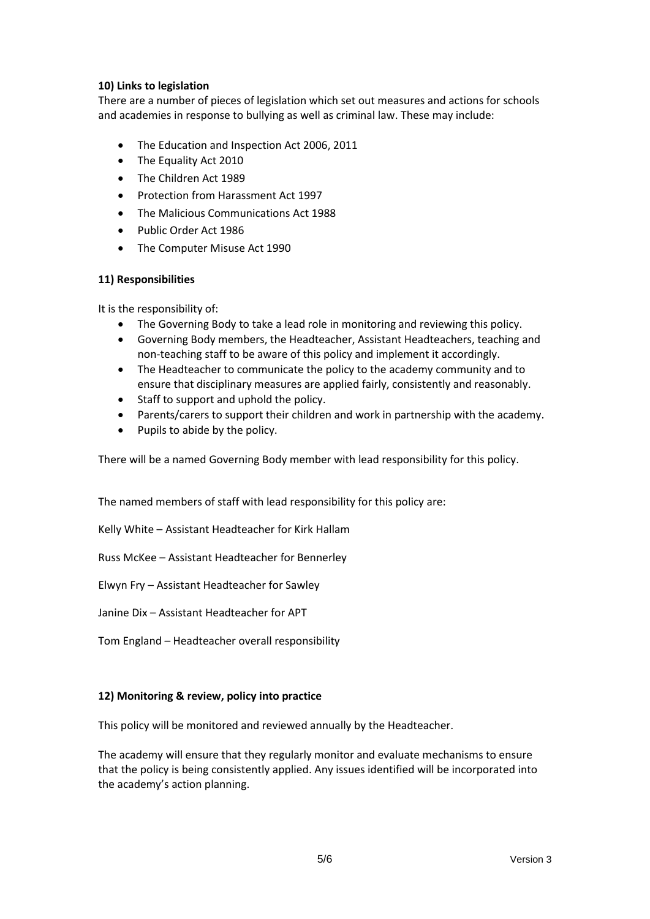**10) Links to legislation**

There are a number of pieces of legislation which set out measures and actions for schools and academies in response to bullying as well as criminal law. These may include:

- The Education and Inspection Act 2006, 2011
- The Equality Act 2010
- The Children Act 1989
- Protection from Harassment Act 1997
- The Malicious Communications Act 1988
- Public Order Act 1986
- The Computer Misuse Act 1990

**11) Responsibilities**

It is the responsibility of:

- The Governing Body to take a lead role in monitoring and reviewing this policy.
- Governing Body members, the Headteacher, Assistant Headteachers, teaching and non-teaching staff to be aware of this policy and implement it accordingly.
- The Headteacher to communicate the policy to the academy community and to ensure that disciplinary measures are applied fairly, consistently and reasonably.
- Staff to support and uphold the policy.
- Parents/carers to support their children and work in partnership with the academy.
- Pupils to abide by the policy.

There will be a named Governing Body member with lead responsibility for this policy.

The named members of staff with lead responsibility for this policy are:

Kelly White – Assistant Headteacher for Kirk Hallam

Russ McKee – Assistant Headteacher for Bennerley

Elwyn Fry – Assistant Headteacher for Sawley

Janine Dix – Assistant Headteacher for APT

Tom England – Headteacher overall responsibility

**12) Monitoring & review, policy into practice**

This policy will be monitored and reviewed annually by the Headteacher.

The academy will ensure that they regularly monitor and evaluate mechanisms to ensure that the policy is being consistently applied. Any issues identified will be incorporated into the academy's action planning.